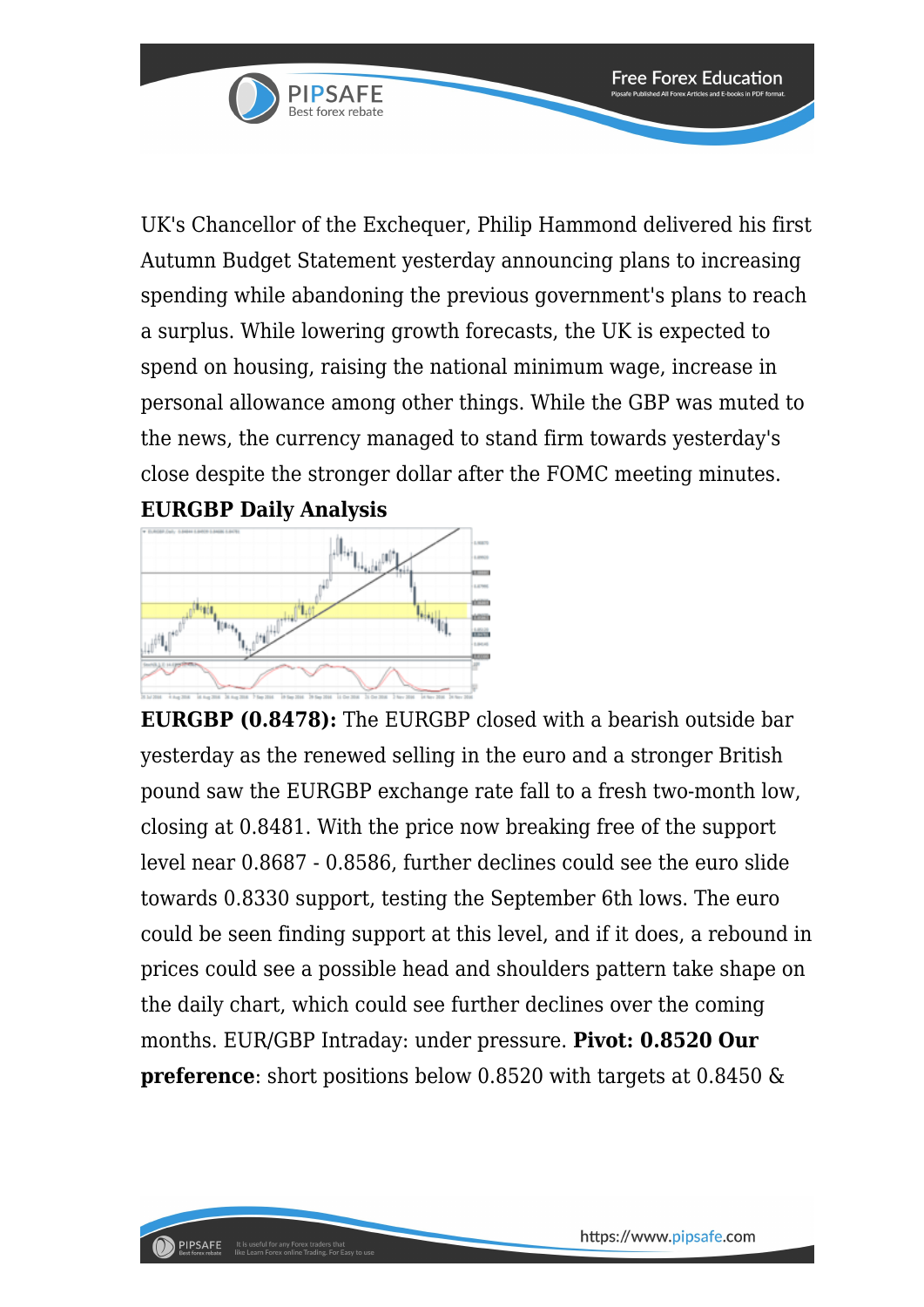UK's Chancellor of the Exchequer, Philip Hammond delivered his first Autumn Budget Statement yesterday announcing plans to increasing spending while abandoning the previous government's plans to reach a surplus. While lowering growth forecasts, the UK is expected to spend on housing, raising the national minimum wage, increase in personal allowance among other things. While the GBP was muted to the news, the currency managed to stand firm towards yesterday's close despite the stronger dollar after the FOMC meeting minutes.

**EURGBP Daily Analysis**

**EURGBP (0.8478):** The EURGBP closed with a bearish outside bar yesterday as the renewed selling in the euro and a stronger British pound saw the EURGBP exchange rate fall to a fresh two-month low, closing at 0.8481. With the price now breaking free of the support level near 0.8687 - 0.8586, further declines could see the euro slide towards 0.8330 support, testing the September 6th lows. The euro could be seen finding support at this level, and if it does, a rebound in prices could see a possible head and shoulders pattern take shape on the daily chart, which could see further declines over the coming months. EUR/GBP Intraday: under pressure. **Pivot: 0.8520 Our preference**: short positions below 0.8520 with targets at 0.8450 &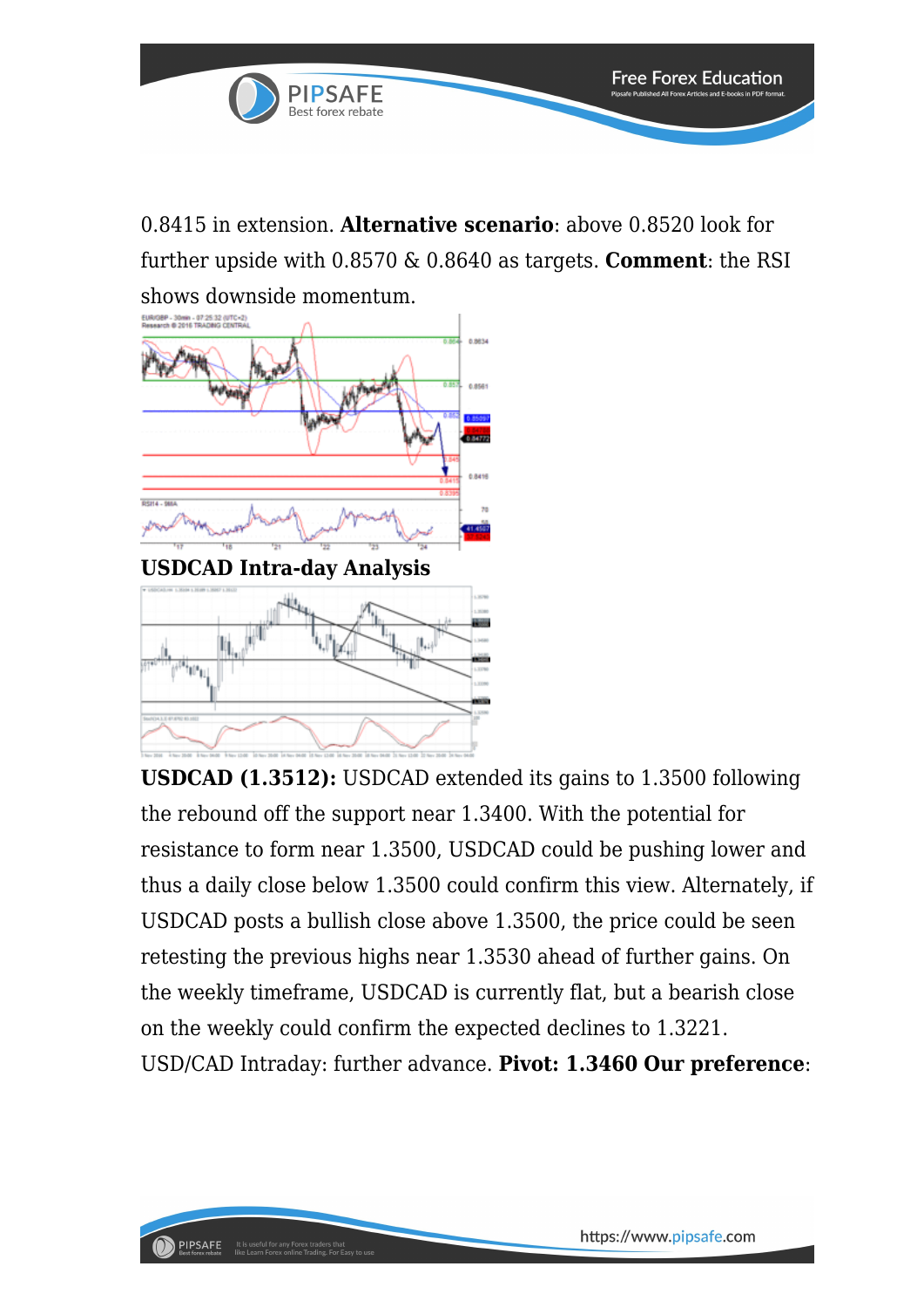0.8415 in extension. **Alternative scenario**: above 0.8520 look for further upside with 0.8570 & 0.8640 as targets. **Comment**: the RSI shows downside momentum.

**USDCAD Intra-day Analysis**

**USDCAD (1.3512):** USDCAD extended its gains to 1.3500 following the rebound off the support near 1.3400. With the potential for resistance to form near 1.3500, USDCAD could be pushing lower and thus a daily close below 1.3500 could confirm this view. Alternately, if USDCAD posts a bullish close above 1.3500, the price could be seen retesting the previous highs near 1.3530 ahead of further gains. On the weekly timeframe, USDCAD is currently flat, but a bearish close on the weekly could confirm the expected declines to 1.3221.

USD/CAD Intraday: further advance. **Pivot: 1.3460 Our preference**: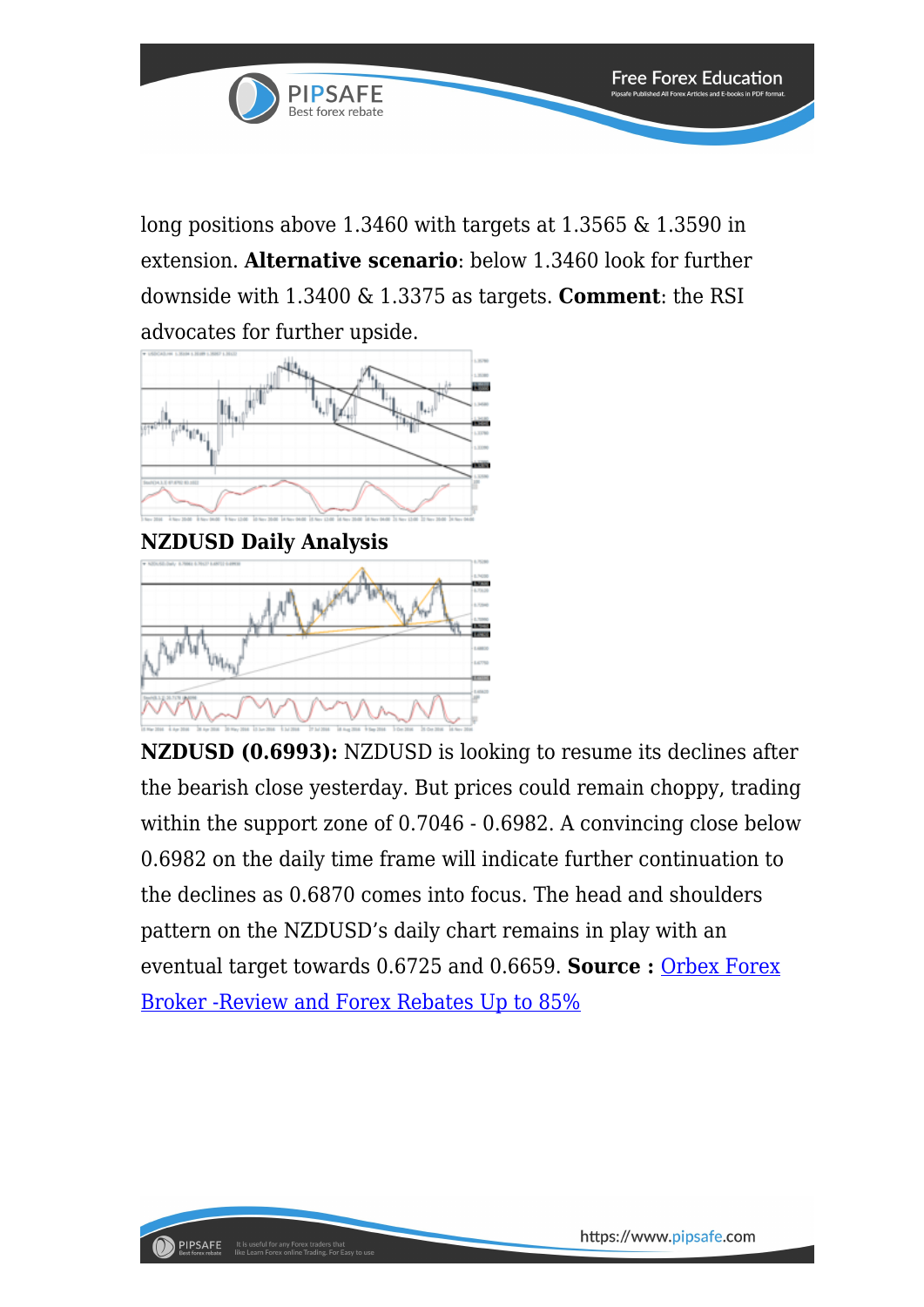long positions above 1.3460 with targets at 1.3565 & 1.3590 in extension. **Alternative scenario**: below 1.3460 look for further downside with 1.3400 & 1.3375 as targets. **Comment**: the RSI advocates for further upside.

**NZDUSD Daily Analysis**

**NZDUSD (0.6993):** NZDUSD is looking to resume its declines after the bearish close yesterday. But prices could remain choppy, trading within the support zone of 0.7046 - 0.6982. A convincing close below 0.6982 on the daily time frame will indicate further continuation to the declines as 0.6870 comes into focus. The head and shoulders pattern on the NZDUSD's daily chart remains in play with an eventual target towards 0.6725 and 0.6659. **Source :** [Orbex Forex Broker -Review and Forex Rebates Up to 85%]